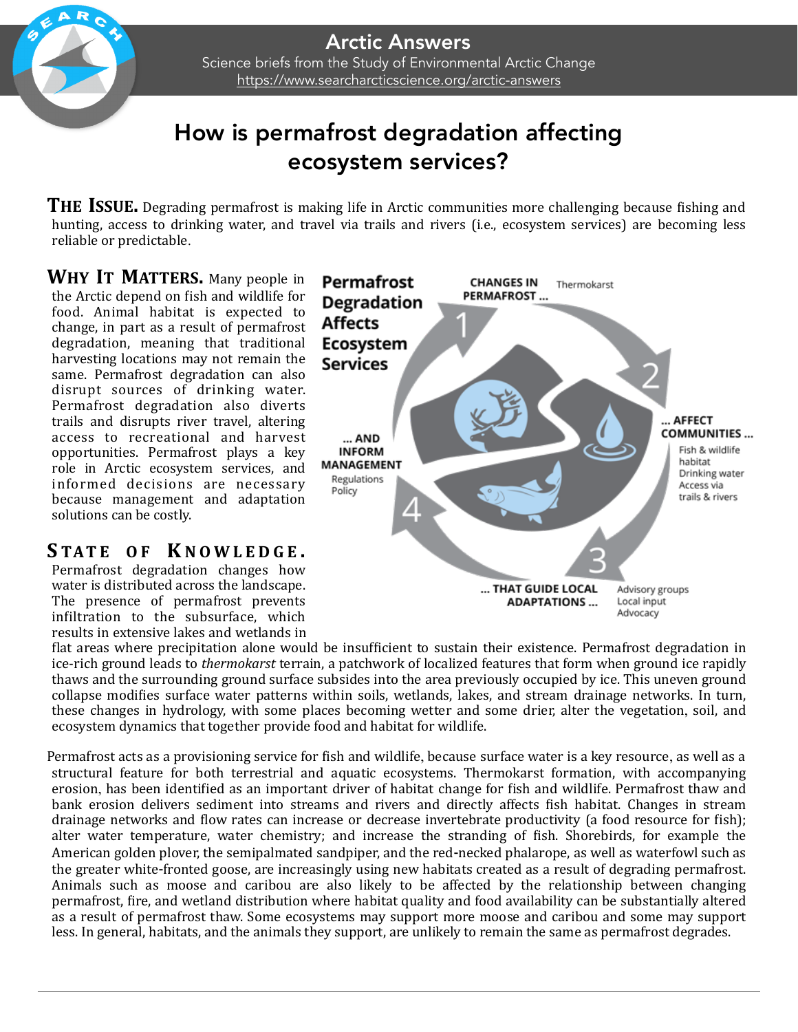# Arctic Answers

Science briefs from the Study of Environmental Arctic Change
https://www.searcharcticscience.org/arctic-answers

## How is permafrost degradation affecting ecosystem services?

**THE ISSUE.** Degrading permafrost is making life in Arctic communities more challenging because fishing and hunting, access to drinking water, and travel via trails and rivers (i.e., ecosystem services) are becoming less reliable or predictable.

**WHY IT MATTERS.** Many people in the Arctic depend on fish and wildlife for food. Animal habitat is expected to change, in part as a result of permafrost degradation, meaning that traditional harvesting locations may not remain the same. Permafrost degradation can also disrupt sources of drinking water. Permafrost degradation also diverts trails and disrupts river travel, altering access to recreational and harvest opportunities. Permafrost plays a key role in Arctic ecosystem services, and informed decisions are necessary because management and adaptation solutions can be costly.

**Permafrost Degradation Affects Ecosystem Services**

1. CHANGES IN PERMAFROST ... — Thermokarst
2. ... AFFECT COMMUNITIES ... — Fish & wildlife habitat; Drinking water; Access via trails & rivers
3. ... THAT GUIDE LOCAL ADAPTATIONS ... — Advisory groups; Local input; Advocacy
4. ... AND INFORM MANAGEMENT — Regulations; Policy

**STATE OF KNOWLEDGE.** Permafrost degradation changes how water is distributed across the landscape. The presence of permafrost prevents infiltration to the subsurface, which results in extensive lakes and wetlands in flat areas where precipitation alone would be insufficient to sustain their existence. Permafrost degradation in ice-rich ground leads to *thermokarst* terrain, a patchwork of localized features that form when ground ice rapidly thaws and the surrounding ground surface subsides into the area previously occupied by ice. This uneven ground collapse modifies surface water patterns within soils, wetlands, lakes, and stream drainage networks. In turn, these changes in hydrology, with some places becoming wetter and some drier, alter the vegetation, soil, and ecosystem dynamics that together provide food and habitat for wildlife.

Permafrost acts as a provisioning service for fish and wildlife, because surface water is a key resource, as well as a structural feature for both terrestrial and aquatic ecosystems. Thermokarst formation, with accompanying erosion, has been identified as an important driver of habitat change for fish and wildlife. Permafrost thaw and bank erosion delivers sediment into streams and rivers and directly affects fish habitat. Changes in stream drainage networks and flow rates can increase or decrease invertebrate productivity (a food resource for fish); alter water temperature, water chemistry; and increase the stranding of fish. Shorebirds, for example the American golden plover, the semipalmated sandpiper, and the red-necked phalarope, as well as waterfowl such as the greater white-fronted goose, are increasingly using new habitats created as a result of degrading permafrost. Animals such as moose and caribou are also likely to be affected by the relationship between changing permafrost, fire, and wetland distribution where habitat quality and food availability can be substantially altered as a result of permafrost thaw. Some ecosystems may support more moose and caribou and some may support less. In general, habitats, and the animals they support, are unlikely to remain the same as permafrost degrades.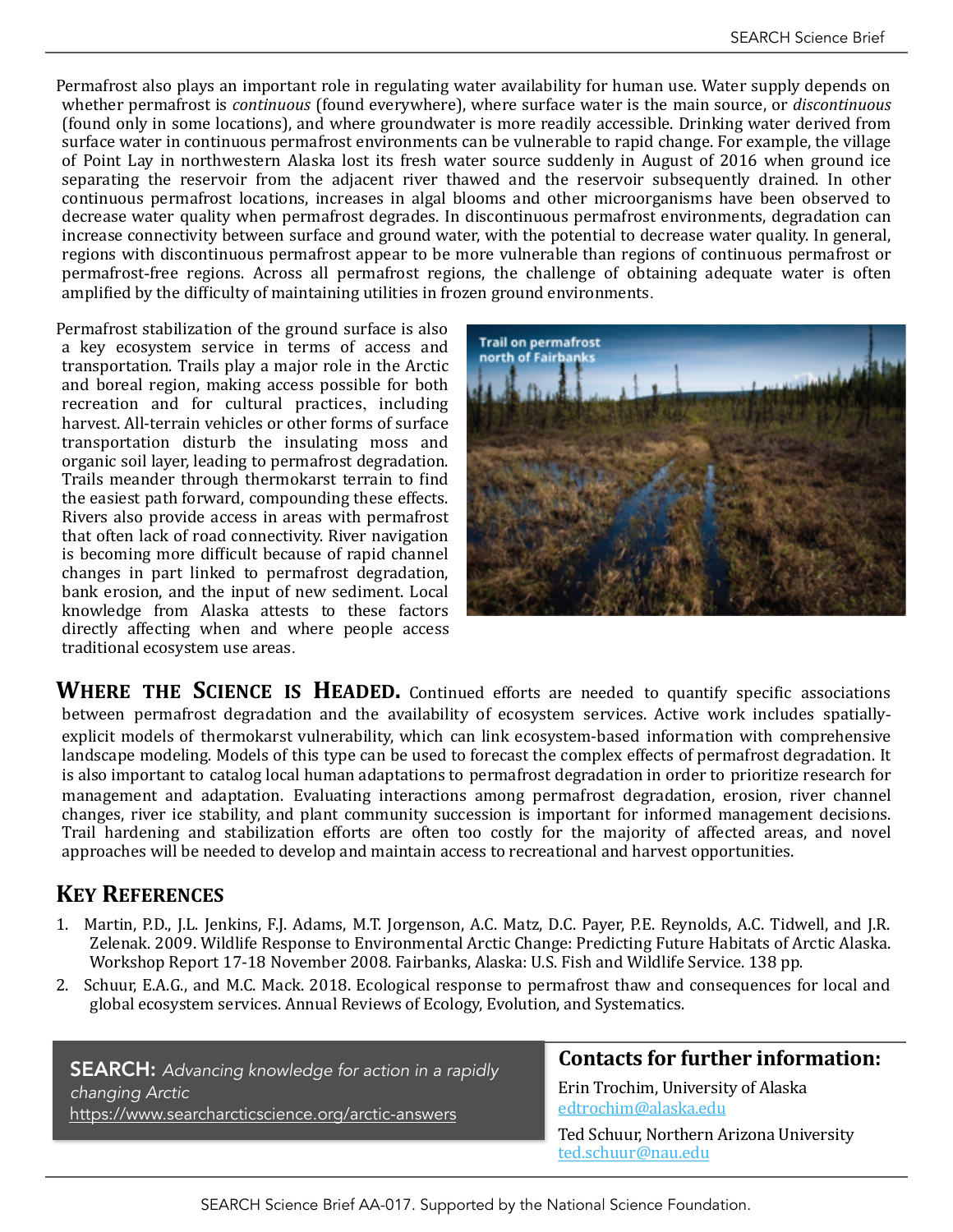Permafrost also plays an important role in regulating water availability for human use. Water supply depends on whether permafrost is *continuous* (found everywhere), where surface water is the main source, or *discontinuous* (found only in some locations), and where groundwater is more readily accessible. Drinking water derived from surface water in continuous permafrost environments can be vulnerable to rapid change. For example, the village of Point Lay in northwestern Alaska lost its fresh water source suddenly in August of 2016 when ground ice separating the reservoir from the adjacent river thawed and the reservoir subsequently drained. In other continuous permafrost locations, increases in algal blooms and other microorganisms have been observed to decrease water quality when permafrost degrades. In discontinuous permafrost environments, degradation can increase connectivity between surface and ground water, with the potential to decrease water quality. In general, regions with discontinuous permafrost appear to be more vulnerable than regions of continuous permafrost or permafrost-free regions. Across all permafrost regions, the challenge of obtaining adequate water is often amplified by the difficulty of maintaining utilities in frozen ground environments.

Permafrost stabilization of the ground surface is also a key ecosystem service in terms of access and transportation. Trails play a major role in the Arctic and boreal region, making access possible for both recreation and for cultural practices, including harvest. All-terrain vehicles or other forms of surface transportation disturb the insulating moss and organic soil layer, leading to permafrost degradation. Trails meander through thermokarst terrain to find the easiest path forward, compounding these effects. Rivers also provide access in areas with permafrost that often lack of road connectivity. River navigation is becoming more difficult because of rapid channel changes in part linked to permafrost degradation, bank erosion, and the input of new sediment. Local knowledge from Alaska attests to these factors directly affecting when and where people access traditional ecosystem use areas.

Trail on permafrost north of Fairbanks

**WHERE THE SCIENCE IS HEADED.** Continued efforts are needed to quantify specific associations between permafrost degradation and the availability of ecosystem services. Active work includes spatially-explicit models of thermokarst vulnerability, which can link ecosystem-based information with comprehensive landscape modeling. Models of this type can be used to forecast the complex effects of permafrost degradation. It is also important to catalog local human adaptations to permafrost degradation in order to prioritize research for management and adaptation. Evaluating interactions among permafrost degradation, erosion, river channel changes, river ice stability, and plant community succession is important for informed management decisions. Trail hardening and stabilization efforts are often too costly for the majority of affected areas, and novel approaches will be needed to develop and maintain access to recreational and harvest opportunities.

## KEY REFERENCES

1. Martin, P.D., J.L. Jenkins, F.J. Adams, M.T. Jorgenson, A.C. Matz, D.C. Payer, P.E. Reynolds, A.C. Tidwell, and J.R. Zelenak. 2009. Wildlife Response to Environmental Arctic Change: Predicting Future Habitats of Arctic Alaska. Workshop Report 17-18 November 2008. Fairbanks, Alaska: U.S. Fish and Wildlife Service. 138 pp.
2. Schuur, E.A.G., and M.C. Mack. 2018. Ecological response to permafrost thaw and consequences for local and global ecosystem services. Annual Reviews of Ecology, Evolution, and Systematics.

**SEARCH:** *Advancing knowledge for action in a rapidly changing Arctic*
https://www.searcharcticscience.org/arctic-answers

**Contacts for further information:**

Erin Trochim, University of Alaska
edtrochim@alaska.edu

Ted Schuur, Northern Arizona University
ted.schuur@nau.edu

SEARCH Science Brief AA-017. Supported by the National Science Foundation.